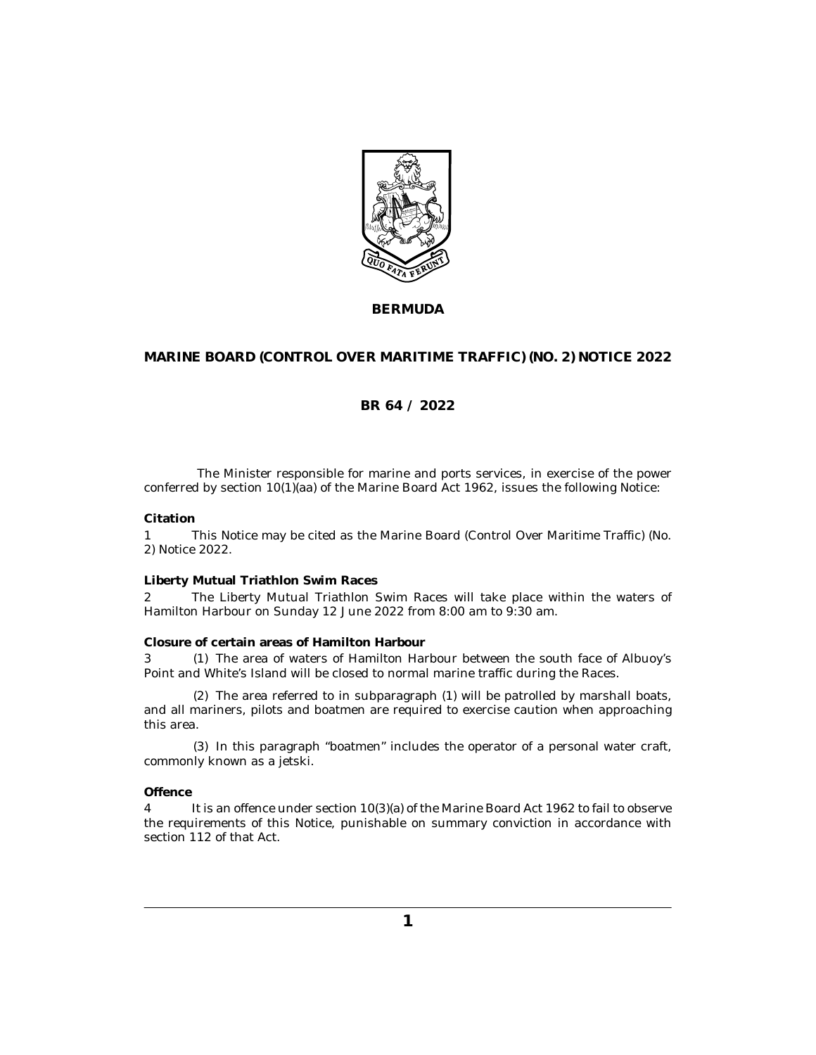**BERMUDA**

# MARINE BOARD (CONTROL OVER MARITIME TRAFFIC) (NO. 2) NOTICE 2022

## BR 64 / 2022

The Minister responsible for marine and ports services, in exercise of the power conferred by section 10(1)(aa) of the Marine Board Act 1962, issues the following Notice:

### Citation

1 This Notice may be cited as the Marine Board (Control Over Maritime Traffic) (No. 2) Notice 2022.

### Liberty Mutual Triathlon Swim Races

2 The Liberty Mutual Triathlon Swim Races will take place within the waters of Hamilton Harbour on Sunday 12 June 2022 from 8:00 am to 9:30 am.

### Closure of certain areas of Hamilton Harbour

3 (1) The area of waters of Hamilton Harbour between the south face of Albuoy's Point and White's Island will be closed to normal marine traffic during the Races.

(2) The area referred to in subparagraph (1) will be patrolled by marshall boats, and all mariners, pilots and boatmen are required to exercise caution when approaching this area.

(3) In this paragraph "boatmen" includes the operator of a personal water craft, commonly known as a jetski.

### Offence

4 It is an offence under section 10(3)(a) of the Marine Board Act 1962 to fail to observe the requirements of this Notice, punishable on summary conviction in accordance with section 112 of that Act.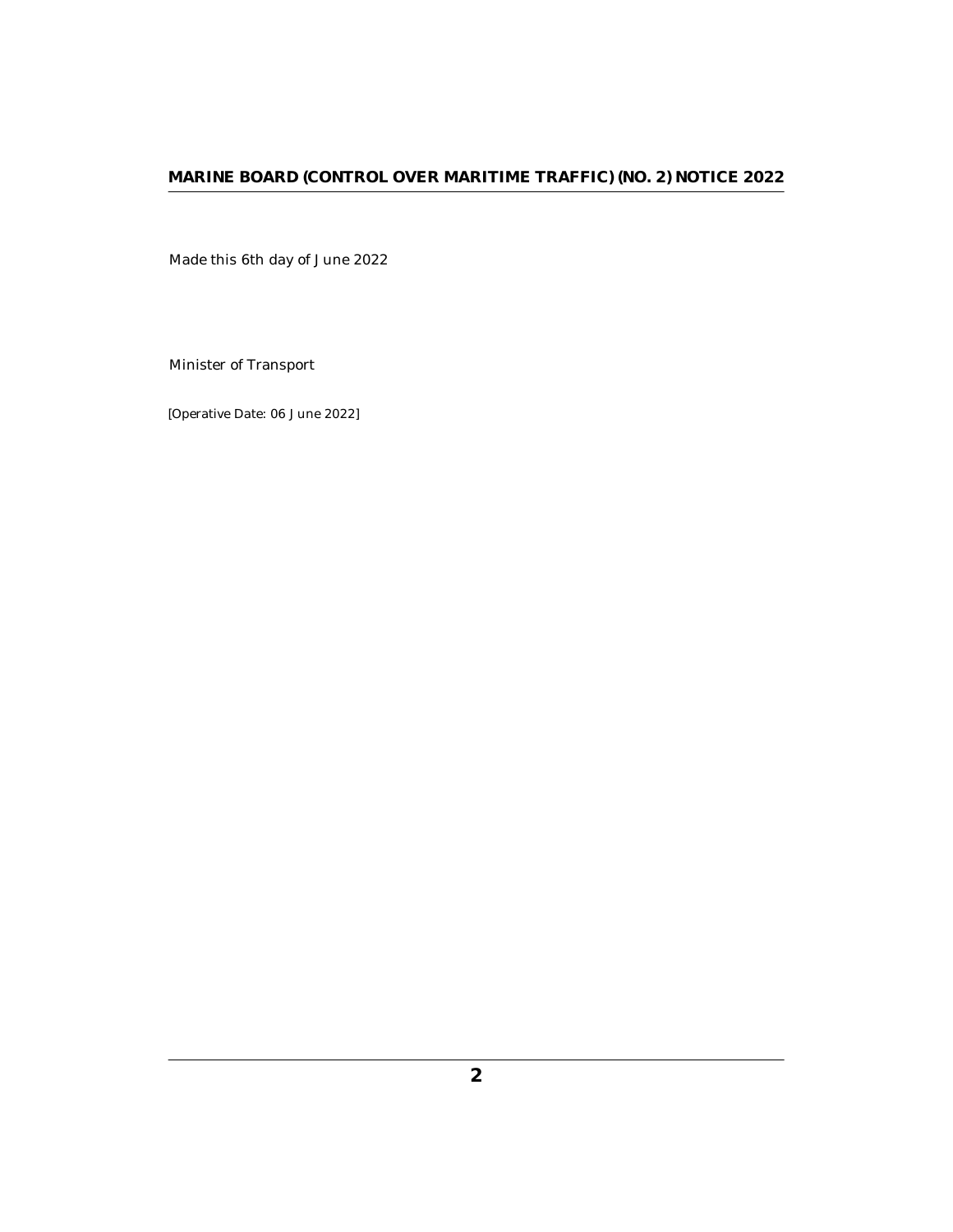Made this 6th day of June 2022

Minister of Transport

[Operative Date: 06 June 2022]